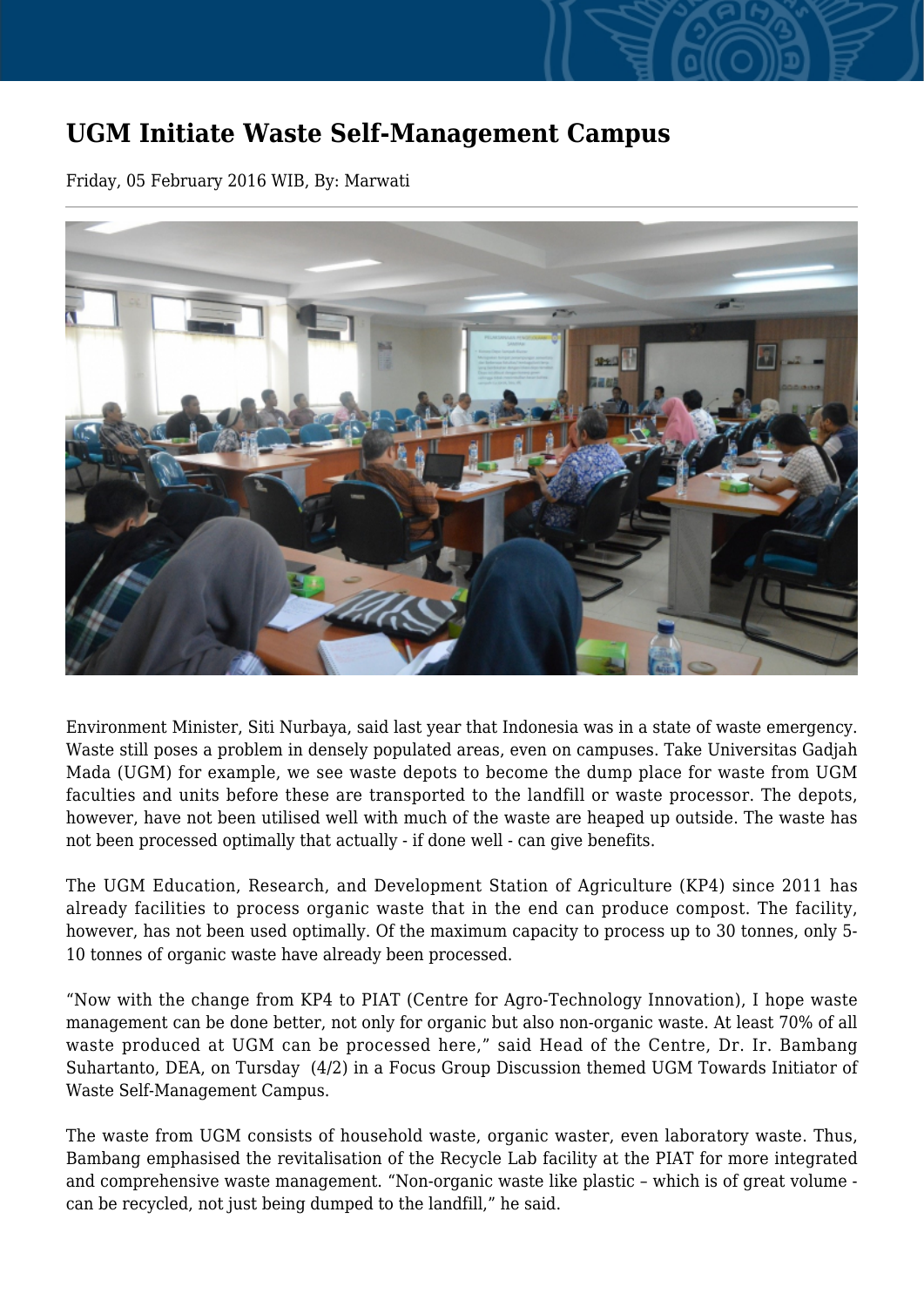# UGM Initiate Waste Self-Management Campus

Friday, 05 February 2016 WIB, By: Marwati

Environment Minister, Siti Nurbaya, said last year that Indonesia was in a state of waste emergency. Waste still poses a problem in densely populated areas, even on campuses. Take Universitas Gadjah Mada (UGM) for example, we see waste depots to become the dump place for waste from UGM faculties and units before these are transported to the landfill or waste processor. The depots, however, have not been utilised well with much of the waste are heaped up outside. The waste has not been processed optimally that actually - if done well - can give benefits.

The UGM Education, Research, and Development Station of Agriculture (KP4) since 2011 has already facilities to process organic waste that in the end can produce compost. The facility, however, has not been used optimally. Of the maximum capacity to process up to 30 tonnes, only 5-10 tonnes of organic waste have already been processed.

“Now with the change from KP4 to PIAT (Centre for Agro-Technology Innovation), I hope waste management can be done better, not only for organic but also non-organic waste. At least 70% of all waste produced at UGM can be processed here,” said Head of the Centre, Dr. Ir. Bambang Suhartanto, DEA, on Tursday (4/2) in a Focus Group Discussion themed UGM Towards Initiator of Waste Self-Management Campus.

The waste from UGM consists of household waste, organic waster, even laboratory waste. Thus, Bambang emphasised the revitalisation of the Recycle Lab facility at the PIAT for more integrated and comprehensive waste management. “Non-organic waste like plastic – which is of great volume - can be recycled, not just being dumped to the landfill,” he said.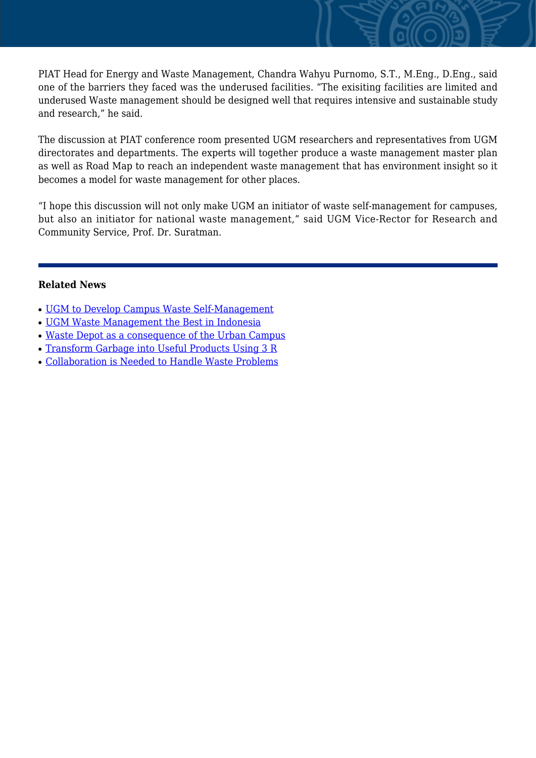PIAT Head for Energy and Waste Management, Chandra Wahyu Purnomo, S.T., M.Eng., D.Eng., said one of the barriers they faced was the underused facilities. "The exisiting facilities are limited and underused Waste management should be designed well that requires intensive and sustainable study and research," he said.

The discussion at PIAT conference room presented UGM researchers and representatives from UGM directorates and departments. The experts will together produce a waste management master plan as well as Road Map to reach an independent waste management that has environment insight so it becomes a model for waste management for other places.

"I hope this discussion will not only make UGM an initiator of waste self-management for campuses, but also an initiator for national waste management," said UGM Vice-Rector for Research and Community Service, Prof. Dr. Suratman.

---

**Related News**

- UGM to Develop Campus Waste Self-Management
- UGM Waste Management the Best in Indonesia
- Waste Depot as a consequence of the Urban Campus
- Transform Garbage into Useful Products Using 3 R
- Collaboration is Needed to Handle Waste Problems